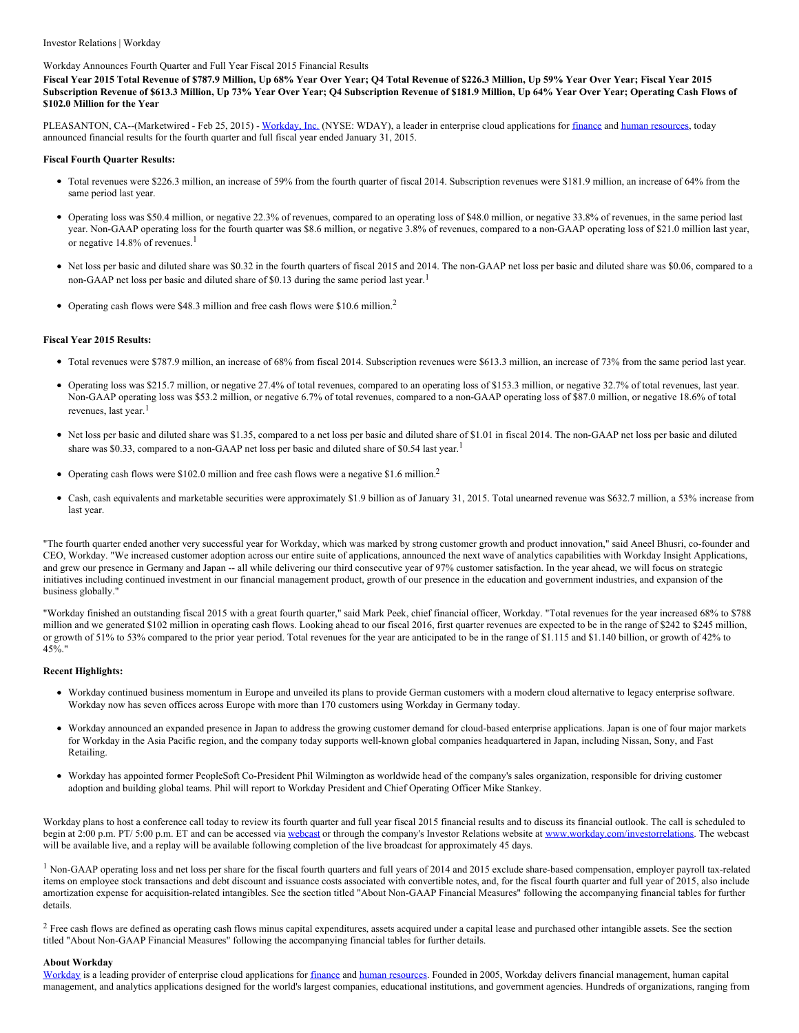Investor Relations | Workday

Workday Announces Fourth Quarter and Full Year Fiscal 2015 Financial Results

**Fiscal Year 2015 Total Revenue of $787.9 Million, Up 68% Year Over Year; Q4 Total Revenue of $226.3 Million, Up 59% Year Over Year; Fiscal Year 2015 Subscription Revenue of $613.3 Million, Up 73% Year Over Year; Q4 Subscription Revenue of $181.9 Million, Up 64% Year Over Year; Operating Cash Flows of $102.0 Million for the Year**

PLEASANTON, CA--(Marketwired - Feb 25, 2015) - Workday, Inc. (NYSE: WDAY), a leader in enterprise cloud applications for finance and human resources, today announced financial results for the fourth quarter and full fiscal year ended January 31, 2015.

**Fiscal Fourth Quarter Results:**

- Total revenues were $226.3 million, an increase of 59% from the fourth quarter of fiscal 2014. Subscription revenues were $181.9 million, an increase of 64% from the same period last year.
- Operating loss was $50.4 million, or negative 22.3% of revenues, compared to an operating loss of $48.0 million, or negative 33.8% of revenues, in the same period last year. Non-GAAP operating loss for the fourth quarter was $8.6 million, or negative 3.8% of revenues, compared to a non-GAAP operating loss of $21.0 million last year, or negative 14.8% of revenues.[1]
- Net loss per basic and diluted share was $0.32 in the fourth quarters of fiscal 2015 and 2014. The non-GAAP net loss per basic and diluted share was $0.06, compared to a non-GAAP net loss per basic and diluted share of $0.13 during the same period last year.[1]
- Operating cash flows were $48.3 million and free cash flows were $10.6 million.[2]

**Fiscal Year 2015 Results:**

- Total revenues were $787.9 million, an increase of 68% from fiscal 2014. Subscription revenues were $613.3 million, an increase of 73% from the same period last year.
- Operating loss was $215.7 million, or negative 27.4% of total revenues, compared to an operating loss of $153.3 million, or negative 32.7% of total revenues, last year. Non-GAAP operating loss was $53.2 million, or negative 6.7% of total revenues, compared to a non-GAAP operating loss of $87.0 million, or negative 18.6% of total revenues, last year.[1]
- Net loss per basic and diluted share was $1.35, compared to a net loss per basic and diluted share of $1.01 in fiscal 2014. The non-GAAP net loss per basic and diluted share was $0.33, compared to a non-GAAP net loss per basic and diluted share of $0.54 last year.[1]
- Operating cash flows were $102.0 million and free cash flows were a negative $1.6 million.[2]
- Cash, cash equivalents and marketable securities were approximately $1.9 billion as of January 31, 2015. Total unearned revenue was $632.7 million, a 53% increase from last year.

"The fourth quarter ended another very successful year for Workday, which was marked by strong customer growth and product innovation," said Aneel Bhusri, co-founder and CEO, Workday. "We increased customer adoption across our entire suite of applications, announced the next wave of analytics capabilities with Workday Insight Applications, and grew our presence in Germany and Japan -- all while delivering our third consecutive year of 97% customer satisfaction. In the year ahead, we will focus on strategic initiatives including continued investment in our financial management product, growth of our presence in the education and government industries, and expansion of the business globally."

"Workday finished an outstanding fiscal 2015 with a great fourth quarter," said Mark Peek, chief financial officer, Workday. "Total revenues for the year increased 68% to $788 million and we generated $102 million in operating cash flows. Looking ahead to our fiscal 2016, first quarter revenues are expected to be in the range of $242 to $245 million, or growth of 51% to 53% compared to the prior year period. Total revenues for the year are anticipated to be in the range of $1.115 and $1.140 billion, or growth of 42% to 45%."

**Recent Highlights:**

- Workday continued business momentum in Europe and unveiled its plans to provide German customers with a modern cloud alternative to legacy enterprise software. Workday now has seven offices across Europe with more than 170 customers using Workday in Germany today.
- Workday announced an expanded presence in Japan to address the growing customer demand for cloud-based enterprise applications. Japan is one of four major markets for Workday in the Asia Pacific region, and the company today supports well-known global companies headquartered in Japan, including Nissan, Sony, and Fast Retailing.
- Workday has appointed former PeopleSoft Co-President Phil Wilmington as worldwide head of the company's sales organization, responsible for driving customer adoption and building global teams. Phil will report to Workday President and Chief Operating Officer Mike Stankey.

Workday plans to host a conference call today to review its fourth quarter and full year fiscal 2015 financial results and to discuss its financial outlook. The call is scheduled to begin at 2:00 p.m. PT/ 5:00 p.m. ET and can be accessed via webcast or through the company's Investor Relations website at www.workday.com/investorrelations. The webcast will be available live, and a replay will be available following completion of the live broadcast for approximately 45 days.

[1] Non-GAAP operating loss and net loss per share for the fiscal fourth quarters and full years of 2014 and 2015 exclude share-based compensation, employer payroll tax-related items on employee stock transactions and debt discount and issuance costs associated with convertible notes, and, for the fiscal fourth quarter and full year of 2015, also include amortization expense for acquisition-related intangibles. See the section titled "About Non-GAAP Financial Measures" following the accompanying financial tables for further details.

[2] Free cash flows are defined as operating cash flows minus capital expenditures, assets acquired under a capital lease and purchased other intangible assets. See the section titled "About Non-GAAP Financial Measures" following the accompanying financial tables for further details.

**About Workday**

Workday is a leading provider of enterprise cloud applications for finance and human resources. Founded in 2005, Workday delivers financial management, human capital management, and analytics applications designed for the world's largest companies, educational institutions, and government agencies. Hundreds of organizations, ranging from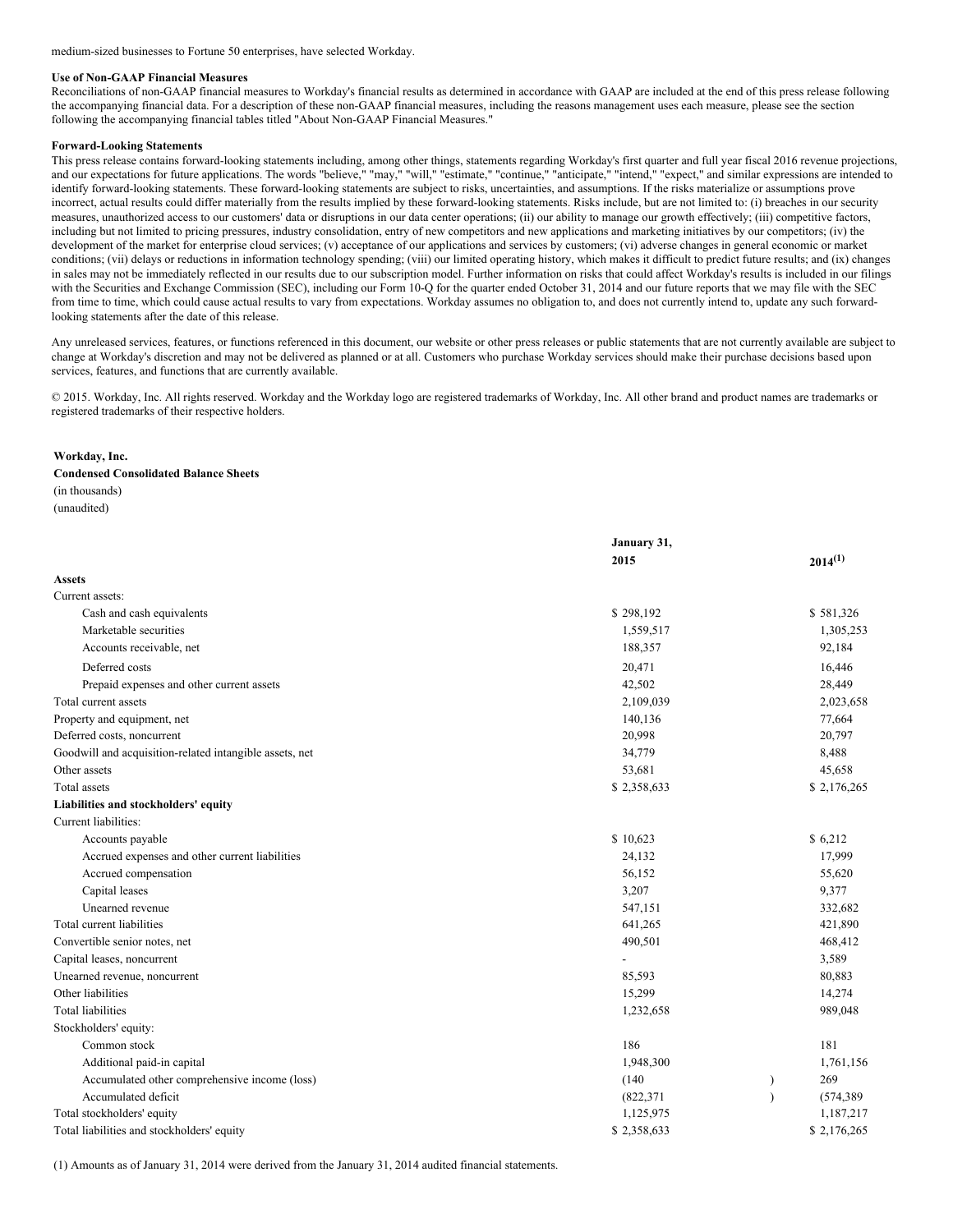medium-sized businesses to Fortune 50 enterprises, have selected Workday.

**Use of Non-GAAP Financial Measures**

Reconciliations of non-GAAP financial measures to Workday's financial results as determined in accordance with GAAP are included at the end of this press release following the accompanying financial data. For a description of these non-GAAP financial measures, including the reasons management uses each measure, please see the section following the accompanying financial tables titled "About Non-GAAP Financial Measures."

**Forward-Looking Statements**

This press release contains forward-looking statements including, among other things, statements regarding Workday's first quarter and full year fiscal 2016 revenue projections, and our expectations for future applications. The words "believe," "may," "will," "estimate," "continue," "anticipate," "intend," "expect," and similar expressions are intended to identify forward-looking statements. These forward-looking statements are subject to risks, uncertainties, and assumptions. If the risks materialize or assumptions prove incorrect, actual results could differ materially from the results implied by these forward-looking statements. Risks include, but are not limited to: (i) breaches in our security measures, unauthorized access to our customers' data or disruptions in our data center operations; (ii) our ability to manage our growth effectively; (iii) competitive factors, including but not limited to pricing pressures, industry consolidation, entry of new competitors and new applications and marketing initiatives by our competitors; (iv) the development of the market for enterprise cloud services; (v) acceptance of our applications and services by customers; (vi) adverse changes in general economic or market conditions; (vii) delays or reductions in information technology spending; (viii) our limited operating history, which makes it difficult to predict future results; and (ix) changes in sales may not be immediately reflected in our results due to our subscription model. Further information on risks that could affect Workday's results is included in our filings with the Securities and Exchange Commission (SEC), including our Form 10-Q for the quarter ended October 31, 2014 and our future reports that we may file with the SEC from time to time, which could cause actual results to vary from expectations. Workday assumes no obligation to, and does not currently intend to, update any such forward-looking statements after the date of this release.

Any unreleased services, features, or functions referenced in this document, our website or other press releases or public statements that are not currently available are subject to change at Workday's discretion and may not be delivered as planned or at all. Customers who purchase Workday services should make their purchase decisions based upon services, features, and functions that are currently available.

© 2015. Workday, Inc. All rights reserved. Workday and the Workday logo are registered trademarks of Workday, Inc. All other brand and product names are trademarks or registered trademarks of their respective holders.

**Workday, Inc.**
**Condensed Consolidated Balance Sheets**
(in thousands)
(unaudited)

| | January 31, | |
|---|---|---|
| | 2015 | 2014[(1)] |
| **Assets** | | |
| Current assets: | | |
| Cash and cash equivalents | $ 298,192 | $ 581,326 |
| Marketable securities | 1,559,517 | 1,305,253 |
| Accounts receivable, net | 188,357 | 92,184 |
| Deferred costs | 20,471 | 16,446 |
| Prepaid expenses and other current assets | 42,502 | 28,449 |
| Total current assets | 2,109,039 | 2,023,658 |
| Property and equipment, net | 140,136 | 77,664 |
| Deferred costs, noncurrent | 20,998 | 20,797 |
| Goodwill and acquisition-related intangible assets, net | 34,779 | 8,488 |
| Other assets | 53,681 | 45,658 |
| Total assets | $ 2,358,633 | $ 2,176,265 |
| **Liabilities and stockholders' equity** | | |
| Current liabilities: | | |
| Accounts payable | $ 10,623 | $ 6,212 |
| Accrued expenses and other current liabilities | 24,132 | 17,999 |
| Accrued compensation | 56,152 | 55,620 |
| Capital leases | 3,207 | 9,377 |
| Unearned revenue | 547,151 | 332,682 |
| Total current liabilities | 641,265 | 421,890 |
| Convertible senior notes, net | 490,501 | 468,412 |
| Capital leases, noncurrent | - | 3,589 |
| Unearned revenue, noncurrent | 85,593 | 80,883 |
| Other liabilities | 15,299 | 14,274 |
| Total liabilities | 1,232,658 | 989,048 |
| Stockholders' equity: | | |
| Common stock | 186 | 181 |
| Additional paid-in capital | 1,948,300 | 1,761,156 |
| Accumulated other comprehensive income (loss) | (140) | 269 |
| Accumulated deficit | (822,371) | (574,389) |
| Total stockholders' equity | 1,125,975 | 1,187,217 |
| Total liabilities and stockholders' equity | $ 2,358,633 | $ 2,176,265 |

(1) Amounts as of January 31, 2014 were derived from the January 31, 2014 audited financial statements.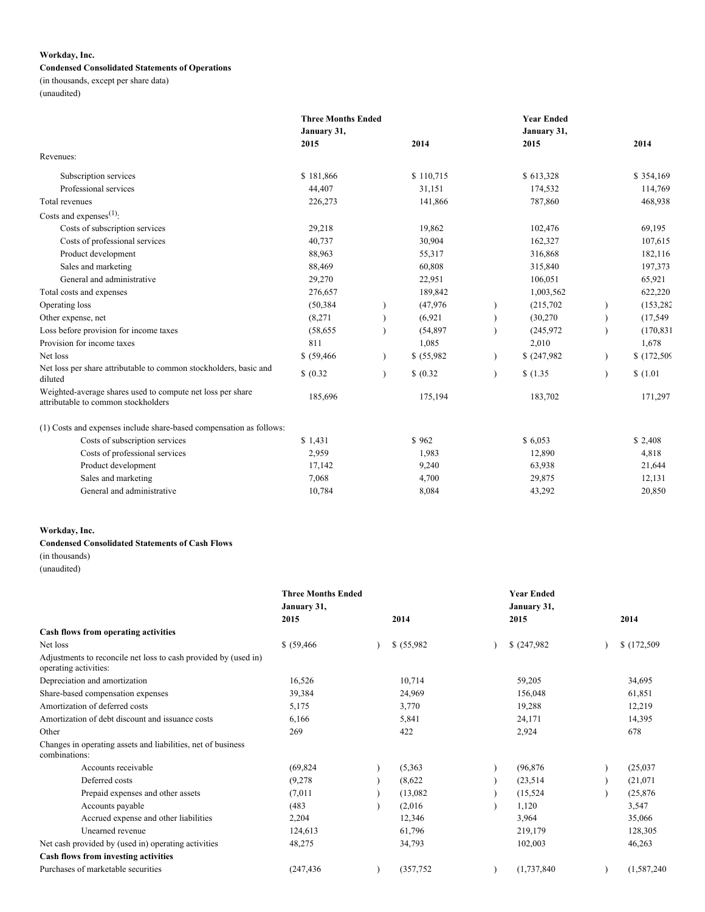**Workday, Inc.**
**Condensed Consolidated Statements of Operations**
(in thousands, except per share data)
(unaudited)

| | Three Months Ended January 31, 2015 | 2014 | Year Ended January 31, 2015 | 2014 |
|---|---|---|---|---|
| Revenues: | | | | |
| Subscription services | $ 181,866 | $ 110,715 | $ 613,328 | $ 354,169 |
| Professional services | 44,407 | 31,151 | 174,532 | 114,769 |
| Total revenues | 226,273 | 141,866 | 787,860 | 468,938 |
| Costs and expenses[(1)]: | | | | |
| Costs of subscription services | 29,218 | 19,862 | 102,476 | 69,195 |
| Costs of professional services | 40,737 | 30,904 | 162,327 | 107,615 |
| Product development | 88,963 | 55,317 | 316,868 | 182,116 |
| Sales and marketing | 88,469 | 60,808 | 315,840 | 197,373 |
| General and administrative | 29,270 | 22,951 | 106,051 | 65,921 |
| Total costs and expenses | 276,657 | 189,842 | 1,003,562 | 622,220 |
| Operating loss | (50,384) | (47,976) | (215,702) | (153,282) |
| Other expense, net | (8,271) | (6,921) | (30,270) | (17,549) |
| Loss before provision for income taxes | (58,655) | (54,897) | (245,972) | (170,831) |
| Provision for income taxes | 811 | 1,085 | 2,010 | 1,678 |
| Net loss | $ (59,466) | $ (55,982) | $ (247,982) | $ (172,509) |
| Net loss per share attributable to common stockholders, basic and diluted | $ (0.32) | $ (0.32) | $ (1.35) | $ (1.01) |
| Weighted-average shares used to compute net loss per share attributable to common stockholders | 185,696 | 175,194 | 183,702 | 171,297 |

| (1) Costs and expenses include share-based compensation as follows: | | | | |
|---|---|---|---|---|
| Costs of subscription services | $ 1,431 | $ 962 | $ 6,053 | $ 2,408 |
| Costs of professional services | 2,959 | 1,983 | 12,890 | 4,818 |
| Product development | 17,142 | 9,240 | 63,938 | 21,644 |
| Sales and marketing | 7,068 | 4,700 | 29,875 | 12,131 |
| General and administrative | 10,784 | 8,084 | 43,292 | 20,850 |

**Workday, Inc.**
**Condensed Consolidated Statements of Cash Flows**
(in thousands)
(unaudited)

| | Three Months Ended January 31, 2015 | 2014 | Year Ended January 31, 2015 | 2014 |
|---|---|---|---|---|
| **Cash flows from operating activities** | | | | |
| Net loss | $ (59,466) | $ (55,982) | $ (247,982) | $ (172,509) |
| Adjustments to reconcile net loss to cash provided by (used in) operating activities: | | | | |
| Depreciation and amortization | 16,526 | 10,714 | 59,205 | 34,695 |
| Share-based compensation expenses | 39,384 | 24,969 | 156,048 | 61,851 |
| Amortization of deferred costs | 5,175 | 3,770 | 19,288 | 12,219 |
| Amortization of debt discount and issuance costs | 6,166 | 5,841 | 24,171 | 14,395 |
| Other | 269 | 422 | 2,924 | 678 |
| Changes in operating assets and liabilities, net of business combinations: | | | | |
| Accounts receivable | (69,824) | (5,363) | (96,876) | (25,037) |
| Deferred costs | (9,278) | (8,622) | (23,514) | (21,071) |
| Prepaid expenses and other assets | (7,011) | (13,082) | (15,524) | (25,876) |
| Accounts payable | (483) | (2,016) | 1,120 | 3,547 |
| Accrued expense and other liabilities | 2,204 | 12,346 | 3,964 | 35,066 |
| Unearned revenue | 124,613 | 61,796 | 219,179 | 128,305 |
| Net cash provided by (used in) operating activities | 48,275 | 34,793 | 102,003 | 46,263 |
| **Cash flows from investing activities** | | | | |
| Purchases of marketable securities | (247,436) | (357,752) | (1,737,840) | (1,587,240) |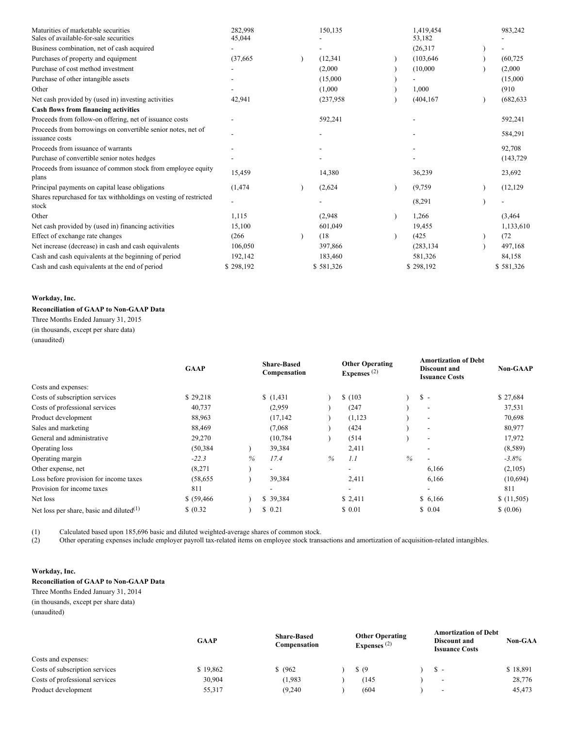| | | | | |
|---|---|---|---|---|
| Maturities of marketable securities | 282,998 | 150,135 | 1,419,454 | 983,242 |
| Sales of available-for-sale securities | 45,044 | - | 53,182 | - |
| Business combination, net of cash acquired | - | - | (26,317) | - |
| Purchases of property and equipment | (37,665) | (12,341) | (103,646) | (60,725) |
| Purchase of cost method investment | - | (2,000) | (10,000) | (2,000) |
| Purchase of other intangible assets | - | (15,000) | - | (15,000) |
| Other | - | (1,000) | 1,000 | (910) |
| Net cash provided by (used in) investing activities | 42,941 | (237,958) | (404,167) | (682,633) |
| **Cash flows from financing activities** | | | | |
| Proceeds from follow-on offering, net of issuance costs | - | 592,241 | - | 592,241 |
| Proceeds from borrowings on convertible senior notes, net of issuance costs | - | - | - | 584,291 |
| Proceeds from issuance of warrants | - | - | - | 92,708 |
| Purchase of convertible senior notes hedges | - | - | - | (143,729) |
| Proceeds from issuance of common stock from employee equity plans | 15,459 | 14,380 | 36,239 | 23,692 |
| Principal payments on capital lease obligations | (1,474) | (2,624) | (9,759) | (12,129) |
| Shares repurchased for tax withholdings on vesting of restricted stock | - | - | (8,291) | - |
| Other | 1,115 | (2,948) | 1,266 | (3,464) |
| Net cash provided by (used in) financing activities | 15,100 | 601,049 | 19,455 | 1,133,610 |
| Effect of exchange rate changes | (266) | (18) | (425) | (72) |
| Net increase (decrease) in cash and cash equivalents | 106,050 | 397,866 | (283,134) | 497,168 |
| Cash and cash equivalents at the beginning of period | 192,142 | 183,460 | 581,326 | 84,158 |
| Cash and cash equivalents at the end of period | $ 298,192 | $ 581,326 | $ 298,192 | $ 581,326 |

**Workday, Inc.**

**Reconciliation of GAAP to Non-GAAP Data**

Three Months Ended January 31, 2015

(in thousands, except per share data)

(unaudited)

| | GAAP | Share-Based Compensation | Other Operating Expenses (2) | Amortization of Debt Discount and Issuance Costs | Non-GAAP |
|---|---|---|---|---|---|
| Costs and expenses: | | | | | |
| Costs of subscription services | $ 29,218 | $ (1,431) | $ (103) | $ - | $ 27,684 |
| Costs of professional services | 40,737 | (2,959) | (247) | - | 37,531 |
| Product development | 88,963 | (17,142) | (1,123) | - | 70,698 |
| Sales and marketing | 88,469 | (7,068) | (424) | - | 80,977 |
| General and administrative | 29,270 | (10,784) | (514) | - | 17,972 |
| Operating loss | (50,384) | 39,384 | 2,411 | - | (8,589) |
| Operating margin | *-22.3* % | *17.4* % | *1.1* % | - | *-3.8%* |
| Other expense, net | (8,271) | - | - | 6,166 | (2,105) |
| Loss before provision for income taxes | (58,655) | 39,384 | 2,411 | 6,166 | (10,694) |
| Provision for income taxes | 811 | - | - | - | 811 |
| Net loss | $ (59,466) | $ 39,384 | $ 2,411 | $ 6,166 | $ (11,505) |
| Net loss per share, basic and diluted(1) | $ (0.32) | $ 0.21 | $ 0.01 | $ 0.04 | $ (0.06) |

(1) Calculated based upon 185,696 basic and diluted weighted-average shares of common stock.

(2) Other operating expenses include employer payroll tax-related items on employee stock transactions and amortization of acquisition-related intangibles.

**Workday, Inc.**

**Reconciliation of GAAP to Non-GAAP Data**

Three Months Ended January 31, 2014

(in thousands, except per share data)

(unaudited)

| | GAAP | Share-Based Compensation | Other Operating Expenses (2) | Amortization of Debt Discount and Issuance Costs | Non-GAA |
|---|---|---|---|---|---|
| Costs and expenses: | | | | | |
| Costs of subscription services | $ 19,862 | $ (962) | $ (9) | $ - | $ 18,891 |
| Costs of professional services | 30,904 | (1,983) | (145) | - | 28,776 |
| Product development | 55,317 | (9,240) | (604) | - | 45,473 |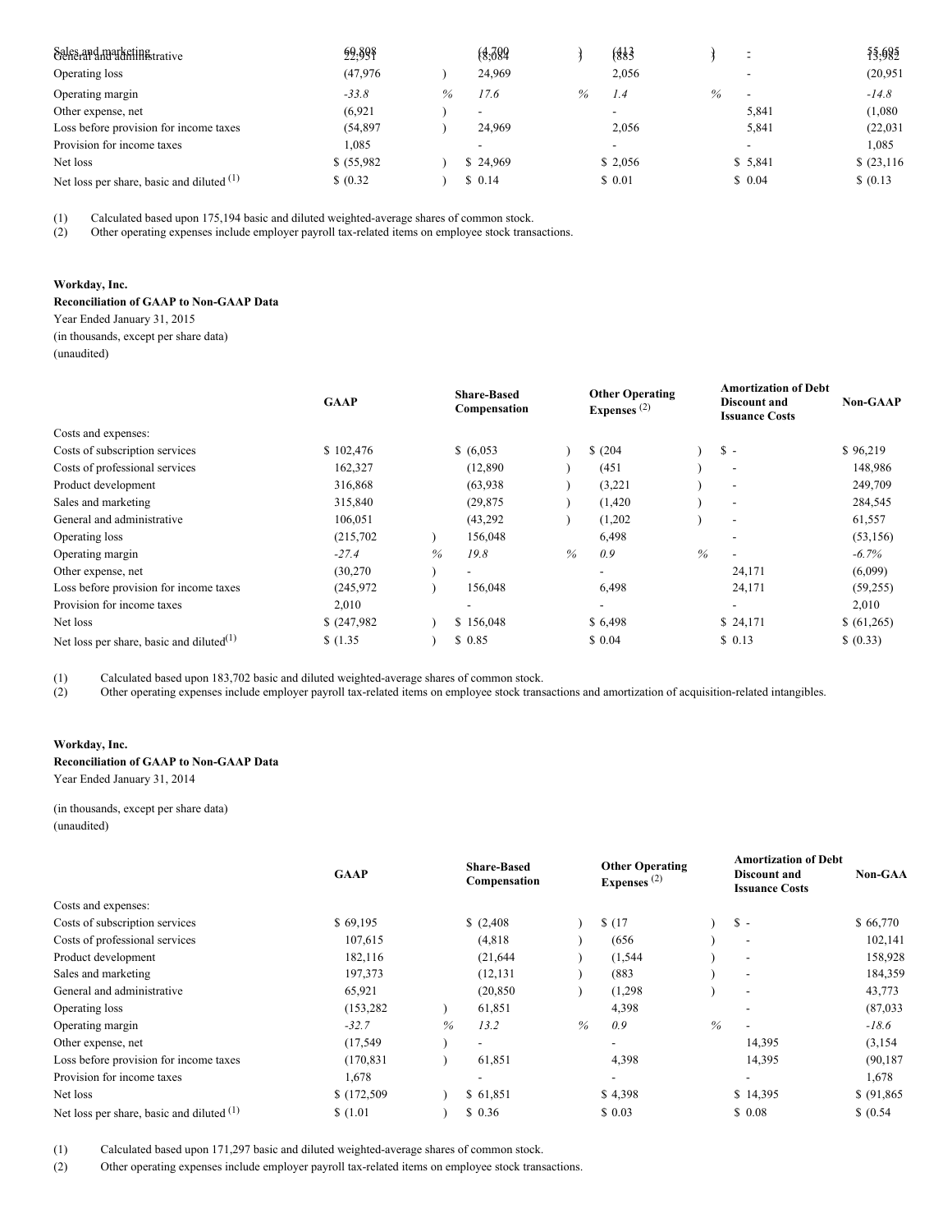| | GAAP | Share-Based Compensation | Other Operating Expenses (2) | Amortization of Debt Discount and Issuance Costs | Non-GAAP |
|---|---|---|---|---|---|
| Sales and marketing | 60,808 | (4,700) | (413) | - | 55,695 |
| General and administrative | 22,951 | (8,084) | (885) | - | 13,982 |
| Operating loss | (47,976) | 24,969 | 2,056 | - | (20,951) |
| Operating margin | -33.8 % | 17.6 % | 1.4 % | - | -14.8 |
| Other expense, net | (6,921) | - | - | 5,841 | (1,080) |
| Loss before provision for income taxes | (54,897) | 24,969 | 2,056 | 5,841 | (22,031) |
| Provision for income taxes | 1,085 | - | - | - | 1,085 |
| Net loss | $ (55,982) | $ 24,969 | $ 2,056 | $ 5,841 | $ (23,116) |
| Net loss per share, basic and diluted (1) | $ (0.32) | $ 0.14 | $ 0.01 | $ 0.04 | $ (0.13) |

(1) Calculated based upon 175,194 basic and diluted weighted-average shares of common stock.
(2) Other operating expenses include employer payroll tax-related items on employee stock transactions.

**Workday, Inc.**
**Reconciliation of GAAP to Non-GAAP Data**
Year Ended January 31, 2015
(in thousands, except per share data)
(unaudited)

| | GAAP | Share-Based Compensation | Other Operating Expenses (2) | Amortization of Debt Discount and Issuance Costs | Non-GAAP |
|---|---|---|---|---|---|
| Costs and expenses: | | | | | |
| Costs of subscription services | $ 102,476 | $ (6,053) | $ (204) | $ - | $ 96,219 |
| Costs of professional services | 162,327 | (12,890) | (451) | - | 148,986 |
| Product development | 316,868 | (63,938) | (3,221) | - | 249,709 |
| Sales and marketing | 315,840 | (29,875) | (1,420) | - | 284,545 |
| General and administrative | 106,051 | (43,292) | (1,202) | - | 61,557 |
| Operating loss | (215,702) | 156,048 | 6,498 | - | (53,156) |
| Operating margin | -27.4 % | 19.8 % | 0.9 % | - | -6.7% |
| Other expense, net | (30,270) | - | - | 24,171 | (6,099) |
| Loss before provision for income taxes | (245,972) | 156,048 | 6,498 | 24,171 | (59,255) |
| Provision for income taxes | 2,010 | - | - | - | 2,010 |
| Net loss | $ (247,982) | $ 156,048 | $ 6,498 | $ 24,171 | $ (61,265) |
| Net loss per share, basic and diluted(1) | $ (1.35) | $ 0.85 | $ 0.04 | $ 0.13 | $ (0.33) |

(1) Calculated based upon 183,702 basic and diluted weighted-average shares of common stock.
(2) Other operating expenses include employer payroll tax-related items on employee stock transactions and amortization of acquisition-related intangibles.

**Workday, Inc.**
**Reconciliation of GAAP to Non-GAAP Data**
Year Ended January 31, 2014

(in thousands, except per share data)
(unaudited)

| | GAAP | Share-Based Compensation | Other Operating Expenses (2) | Amortization of Debt Discount and Issuance Costs | Non-GAA |
|---|---|---|---|---|---|
| Costs and expenses: | | | | | |
| Costs of subscription services | $ 69,195 | $ (2,408) | $ (17) | $ - | $ 66,770 |
| Costs of professional services | 107,615 | (4,818) | (656) | - | 102,141 |
| Product development | 182,116 | (21,644) | (1,544) | - | 158,928 |
| Sales and marketing | 197,373 | (12,131) | (883) | - | 184,359 |
| General and administrative | 65,921 | (20,850) | (1,298) | - | 43,773 |
| Operating loss | (153,282) | 61,851 | 4,398 | - | (87,033) |
| Operating margin | -32.7 % | 13.2 % | 0.9 % | - | -18.6 |
| Other expense, net | (17,549) | - | - | 14,395 | (3,154) |
| Loss before provision for income taxes | (170,831) | 61,851 | 4,398 | 14,395 | (90,187) |
| Provision for income taxes | 1,678 | - | - | - | 1,678 |
| Net loss | $ (172,509) | $ 61,851 | $ 4,398 | $ 14,395 | $ (91,865) |
| Net loss per share, basic and diluted (1) | $ (1.01) | $ 0.36 | $ 0.03 | $ 0.08 | $ (0.54) |

(1) Calculated based upon 171,297 basic and diluted weighted-average shares of common stock.
(2) Other operating expenses include employer payroll tax-related items on employee stock transactions.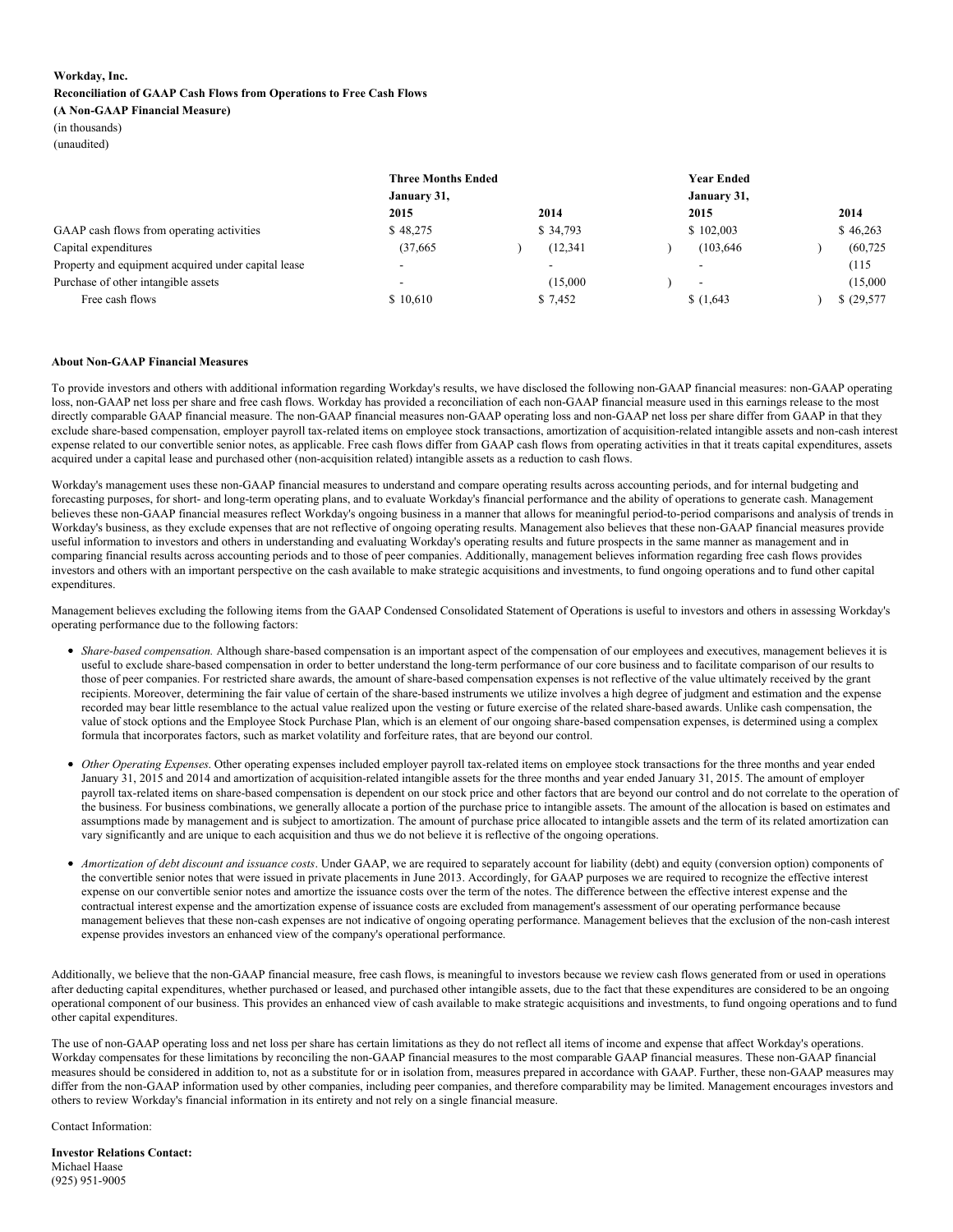**Workday, Inc.**
**Reconciliation of GAAP Cash Flows from Operations to Free Cash Flows**
**(A Non-GAAP Financial Measure)**
(in thousands)
(unaudited)

| | Three Months Ended January 31, | | Year Ended January 31, | |
|---|---|---|---|---|
| | 2015 | 2014 | 2015 | 2014 |
| GAAP cash flows from operating activities | $ 48,275 | $ 34,793 | $ 102,003 | $ 46,263 |
| Capital expenditures | (37,665) | (12,341) | (103,646) | (60,725) |
| Property and equipment acquired under capital lease | - | - | - | (115) |
| Purchase of other intangible assets | - | (15,000) | - | (15,000) |
| Free cash flows | $ 10,610 | $ 7,452 | $ (1,643) | $ (29,577) |

**About Non-GAAP Financial Measures**

To provide investors and others with additional information regarding Workday's results, we have disclosed the following non-GAAP financial measures: non-GAAP operating loss, non-GAAP net loss per share and free cash flows. Workday has provided a reconciliation of each non-GAAP financial measure used in this earnings release to the most directly comparable GAAP financial measure. The non-GAAP financial measures non-GAAP operating loss and non-GAAP net loss per share differ from GAAP in that they exclude share-based compensation, employer payroll tax-related items on employee stock transactions, amortization of acquisition-related intangible assets and non-cash interest expense related to our convertible senior notes, as applicable. Free cash flows differ from GAAP cash flows from operating activities in that it treats capital expenditures, assets acquired under a capital lease and purchased other (non-acquisition related) intangible assets as a reduction to cash flows.

Workday's management uses these non-GAAP financial measures to understand and compare operating results across accounting periods, and for internal budgeting and forecasting purposes, for short- and long-term operating plans, and to evaluate Workday's financial performance and the ability of operations to generate cash. Management believes these non-GAAP financial measures reflect Workday's ongoing business in a manner that allows for meaningful period-to-period comparisons and analysis of trends in Workday's business, as they exclude expenses that are not reflective of ongoing operating results. Management also believes that these non-GAAP financial measures provide useful information to investors and others in understanding and evaluating Workday's operating results and future prospects in the same manner as management and in comparing financial results across accounting periods and to those of peer companies. Additionally, management believes information regarding free cash flows provides investors and others with an important perspective on the cash available to make strategic acquisitions and investments, to fund ongoing operations and to fund other capital expenditures.

Management believes excluding the following items from the GAAP Condensed Consolidated Statement of Operations is useful to investors and others in assessing Workday's operating performance due to the following factors:

- *Share-based compensation.* Although share-based compensation is an important aspect of the compensation of our employees and executives, management believes it is useful to exclude share-based compensation in order to better understand the long-term performance of our core business and to facilitate comparison of our results to those of peer companies. For restricted share awards, the amount of share-based compensation expenses is not reflective of the value ultimately received by the grant recipients. Moreover, determining the fair value of certain of the share-based instruments we utilize involves a high degree of judgment and estimation and the expense recorded may bear little resemblance to the actual value realized upon the vesting or future exercise of the related share-based awards. Unlike cash compensation, the value of stock options and the Employee Stock Purchase Plan, which is an element of our ongoing share-based compensation expenses, is determined using a complex formula that incorporates factors, such as market volatility and forfeiture rates, that are beyond our control.

- *Other Operating Expenses*. Other operating expenses included employer payroll tax-related items on employee stock transactions for the three months and year ended January 31, 2015 and 2014 and amortization of acquisition-related intangible assets for the three months and year ended January 31, 2015. The amount of employer payroll tax-related items on share-based compensation is dependent on our stock price and other factors that are beyond our control and do not correlate to the operation of the business. For business combinations, we generally allocate a portion of the purchase price to intangible assets. The amount of the allocation is based on estimates and assumptions made by management and is subject to amortization. The amount of purchase price allocated to intangible assets and the term of its related amortization can vary significantly and are unique to each acquisition and thus we do not believe it is reflective of the ongoing operations.

- *Amortization of debt discount and issuance costs*. Under GAAP, we are required to separately account for liability (debt) and equity (conversion option) components of the convertible senior notes that were issued in private placements in June 2013. Accordingly, for GAAP purposes we are required to recognize the effective interest expense on our convertible senior notes and amortize the issuance costs over the term of the notes. The difference between the effective interest expense and the contractual interest expense and the amortization expense of issuance costs are excluded from management's assessment of our operating performance because management believes that these non-cash expenses are not indicative of ongoing operating performance. Management believes that the exclusion of the non-cash interest expense provides investors an enhanced view of the company's operational performance.

Additionally, we believe that the non-GAAP financial measure, free cash flows, is meaningful to investors because we review cash flows generated from or used in operations after deducting capital expenditures, whether purchased or leased, and purchased other intangible assets, due to the fact that these expenditures are considered to be an ongoing operational component of our business. This provides an enhanced view of cash available to make strategic acquisitions and investments, to fund ongoing operations and to fund other capital expenditures.

The use of non-GAAP operating loss and net loss per share has certain limitations as they do not reflect all items of income and expense that affect Workday's operations. Workday compensates for these limitations by reconciling the non-GAAP financial measures to the most comparable GAAP financial measures. These non-GAAP financial measures should be considered in addition to, not as a substitute for or in isolation from, measures prepared in accordance with GAAP. Further, these non-GAAP measures may differ from the non-GAAP information used by other companies, including peer companies, and therefore comparability may be limited. Management encourages investors and others to review Workday's financial information in its entirety and not rely on a single financial measure.

Contact Information:

**Investor Relations Contact:**
Michael Haase
(925) 951-9005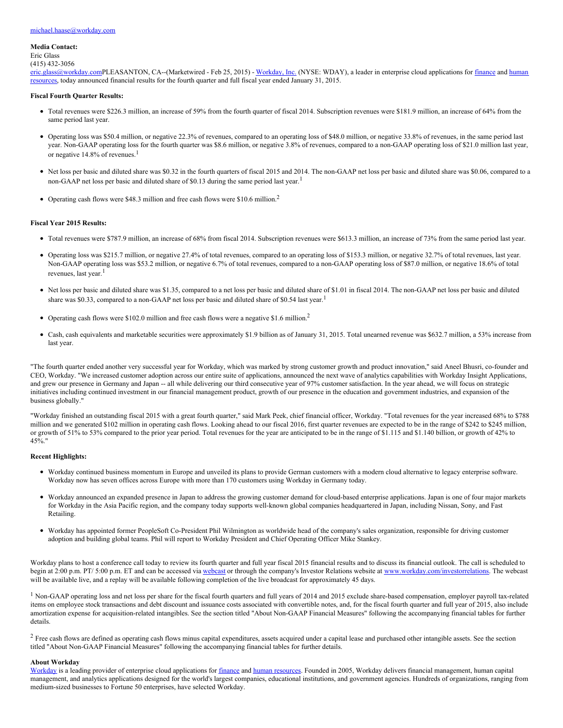michael.haase@workday.com

**Media Contact:**
Eric Glass
(415) 432-3056
eric.glass@workday.comPLEASANTON, CA--(Marketwired - Feb 25, 2015) - Workday, Inc. (NYSE: WDAY), a leader in enterprise cloud applications for finance and human resources, today announced financial results for the fourth quarter and full fiscal year ended January 31, 2015.

**Fiscal Fourth Quarter Results:**

- Total revenues were $226.3 million, an increase of 59% from the fourth quarter of fiscal 2014. Subscription revenues were $181.9 million, an increase of 64% from the same period last year.
- Operating loss was $50.4 million, or negative 22.3% of revenues, compared to an operating loss of $48.0 million, or negative 33.8% of revenues, in the same period last year. Non-GAAP operating loss for the fourth quarter was $8.6 million, or negative 3.8% of revenues, compared to a non-GAAP operating loss of $21.0 million last year, or negative 14.8% of revenues.[1]
- Net loss per basic and diluted share was $0.32 in the fourth quarters of fiscal 2015 and 2014. The non-GAAP net loss per basic and diluted share was $0.06, compared to a non-GAAP net loss per basic and diluted share of $0.13 during the same period last year.[1]
- Operating cash flows were $48.3 million and free cash flows were $10.6 million.[2]

**Fiscal Year 2015 Results:**

- Total revenues were $787.9 million, an increase of 68% from fiscal 2014. Subscription revenues were $613.3 million, an increase of 73% from the same period last year.
- Operating loss was $215.7 million, or negative 27.4% of total revenues, compared to an operating loss of $153.3 million, or negative 32.7% of total revenues, last year. Non-GAAP operating loss was $53.2 million, or negative 6.7% of total revenues, compared to a non-GAAP operating loss of $87.0 million, or negative 18.6% of total revenues, last year.[1]
- Net loss per basic and diluted share was $1.35, compared to a net loss per basic and diluted share of $1.01 in fiscal 2014. The non-GAAP net loss per basic and diluted share was $0.33, compared to a non-GAAP net loss per basic and diluted share of $0.54 last year.[1]
- Operating cash flows were $102.0 million and free cash flows were a negative $1.6 million.[2]
- Cash, cash equivalents and marketable securities were approximately $1.9 billion as of January 31, 2015. Total unearned revenue was $632.7 million, a 53% increase from last year.

"The fourth quarter ended another very successful year for Workday, which was marked by strong customer growth and product innovation," said Aneel Bhusri, co-founder and CEO, Workday. "We increased customer adoption across our entire suite of applications, announced the next wave of analytics capabilities with Workday Insight Applications, and grew our presence in Germany and Japan -- all while delivering our third consecutive year of 97% customer satisfaction. In the year ahead, we will focus on strategic initiatives including continued investment in our financial management product, growth of our presence in the education and government industries, and expansion of the business globally."

"Workday finished an outstanding fiscal 2015 with a great fourth quarter," said Mark Peek, chief financial officer, Workday. "Total revenues for the year increased 68% to $788 million and we generated $102 million in operating cash flows. Looking ahead to our fiscal 2016, first quarter revenues are expected to be in the range of $242 to $245 million, or growth of 51% to 53% compared to the prior year period. Total revenues for the year are anticipated to be in the range of $1.115 and $1.140 billion, or growth of 42% to 45%."

**Recent Highlights:**

- Workday continued business momentum in Europe and unveiled its plans to provide German customers with a modern cloud alternative to legacy enterprise software. Workday now has seven offices across Europe with more than 170 customers using Workday in Germany today.
- Workday announced an expanded presence in Japan to address the growing customer demand for cloud-based enterprise applications. Japan is one of four major markets for Workday in the Asia Pacific region, and the company today supports well-known global companies headquartered in Japan, including Nissan, Sony, and Fast Retailing.
- Workday has appointed former PeopleSoft Co-President Phil Wilmington as worldwide head of the company's sales organization, responsible for driving customer adoption and building global teams. Phil will report to Workday President and Chief Operating Officer Mike Stankey.

Workday plans to host a conference call today to review its fourth quarter and full year fiscal 2015 financial results and to discuss its financial outlook. The call is scheduled to begin at 2:00 p.m. PT/ 5:00 p.m. ET and can be accessed via webcast or through the company's Investor Relations website at www.workday.com/investorrelations. The webcast will be available live, and a replay will be available following completion of the live broadcast for approximately 45 days.

[1] Non-GAAP operating loss and net loss per share for the fiscal fourth quarters and full years of 2014 and 2015 exclude share-based compensation, employer payroll tax-related items on employee stock transactions and debt discount and issuance costs associated with convertible notes, and, for the fiscal fourth quarter and full year of 2015, also include amortization expense for acquisition-related intangibles. See the section titled "About Non-GAAP Financial Measures" following the accompanying financial tables for further details.

[2] Free cash flows are defined as operating cash flows minus capital expenditures, assets acquired under a capital lease and purchased other intangible assets. See the section titled "About Non-GAAP Financial Measures" following the accompanying financial tables for further details.

**About Workday**
Workday is a leading provider of enterprise cloud applications for finance and human resources. Founded in 2005, Workday delivers financial management, human capital management, and analytics applications designed for the world's largest companies, educational institutions, and government agencies. Hundreds of organizations, ranging from medium-sized businesses to Fortune 50 enterprises, have selected Workday.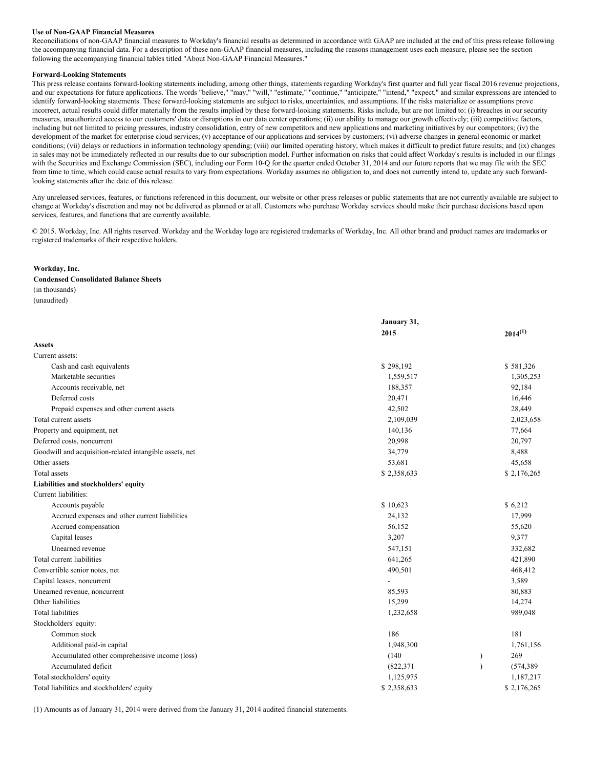**Use of Non-GAAP Financial Measures**

Reconciliations of non-GAAP financial measures to Workday's financial results as determined in accordance with GAAP are included at the end of this press release following the accompanying financial data. For a description of these non-GAAP financial measures, including the reasons management uses each measure, please see the section following the accompanying financial tables titled "About Non-GAAP Financial Measures."

**Forward-Looking Statements**

This press release contains forward-looking statements including, among other things, statements regarding Workday's first quarter and full year fiscal 2016 revenue projections, and our expectations for future applications. The words "believe," "may," "will," "estimate," "continue," "anticipate," "intend," "expect," and similar expressions are intended to identify forward-looking statements. These forward-looking statements are subject to risks, uncertainties, and assumptions. If the risks materialize or assumptions prove incorrect, actual results could differ materially from the results implied by these forward-looking statements. Risks include, but are not limited to: (i) breaches in our security measures, unauthorized access to our customers' data or disruptions in our data center operations; (ii) our ability to manage our growth effectively; (iii) competitive factors, including but not limited to pricing pressures, industry consolidation, entry of new competitors and new applications and marketing initiatives by our competitors; (iv) the development of the market for enterprise cloud services; (v) acceptance of our applications and services by customers; (vi) adverse changes in general economic or market conditions; (vii) delays or reductions in information technology spending; (viii) our limited operating history, which makes it difficult to predict future results; and (ix) changes in sales may not be immediately reflected in our results due to our subscription model. Further information on risks that could affect Workday's results is included in our filings with the Securities and Exchange Commission (SEC), including our Form 10-Q for the quarter ended October 31, 2014 and our future reports that we may file with the SEC from time to time, which could cause actual results to vary from expectations. Workday assumes no obligation to, and does not currently intend to, update any such forward-looking statements after the date of this release.

Any unreleased services, features, or functions referenced in this document, our website or other press releases or public statements that are not currently available are subject to change at Workday's discretion and may not be delivered as planned or at all. Customers who purchase Workday services should make their purchase decisions based upon services, features, and functions that are currently available.

© 2015. Workday, Inc. All rights reserved. Workday and the Workday logo are registered trademarks of Workday, Inc. All other brand and product names are trademarks or registered trademarks of their respective holders.

**Workday, Inc.**
**Condensed Consolidated Balance Sheets**
(in thousands)
(unaudited)

| | January 31, 2015 | 2014[(1)] |
|---|---|---|
| **Assets** | | |
| Current assets: | | |
| Cash and cash equivalents | $ 298,192 | $ 581,326 |
| Marketable securities | 1,559,517 | 1,305,253 |
| Accounts receivable, net | 188,357 | 92,184 |
| Deferred costs | 20,471 | 16,446 |
| Prepaid expenses and other current assets | 42,502 | 28,449 |
| Total current assets | 2,109,039 | 2,023,658 |
| Property and equipment, net | 140,136 | 77,664 |
| Deferred costs, noncurrent | 20,998 | 20,797 |
| Goodwill and acquisition-related intangible assets, net | 34,779 | 8,488 |
| Other assets | 53,681 | 45,658 |
| Total assets | $ 2,358,633 | $ 2,176,265 |
| **Liabilities and stockholders' equity** | | |
| Current liabilities: | | |
| Accounts payable | $ 10,623 | $ 6,212 |
| Accrued expenses and other current liabilities | 24,132 | 17,999 |
| Accrued compensation | 56,152 | 55,620 |
| Capital leases | 3,207 | 9,377 |
| Unearned revenue | 547,151 | 332,682 |
| Total current liabilities | 641,265 | 421,890 |
| Convertible senior notes, net | 490,501 | 468,412 |
| Capital leases, noncurrent | - | 3,589 |
| Unearned revenue, noncurrent | 85,593 | 80,883 |
| Other liabilities | 15,299 | 14,274 |
| Total liabilities | 1,232,658 | 989,048 |
| Stockholders' equity: | | |
| Common stock | 186 | 181 |
| Additional paid-in capital | 1,948,300 | 1,761,156 |
| Accumulated other comprehensive income (loss) | (140) | 269 |
| Accumulated deficit | (822,371) | (574,389) |
| Total stockholders' equity | 1,125,975 | 1,187,217 |
| Total liabilities and stockholders' equity | $ 2,358,633 | $ 2,176,265 |

(1) Amounts as of January 31, 2014 were derived from the January 31, 2014 audited financial statements.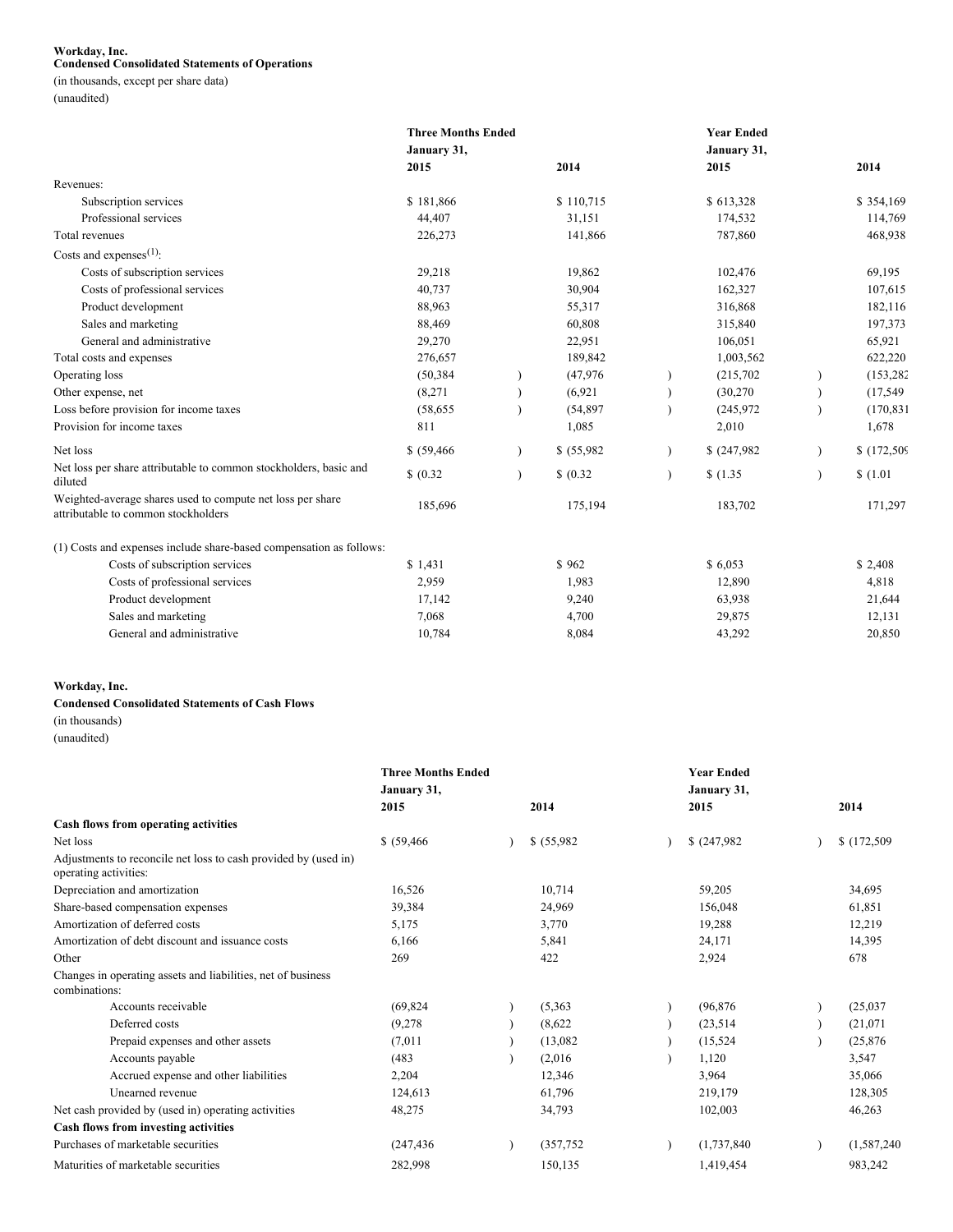**Workday, Inc.**
**Condensed Consolidated Statements of Operations**
(in thousands, except per share data)
(unaudited)

| | Three Months Ended January 31, 2015 | 2014 | Year Ended January 31, 2015 | 2014 |
|---|---|---|---|---|
| Revenues: | | | | |
| Subscription services | $ 181,866 | $ 110,715 | $ 613,328 | $ 354,169 |
| Professional services | 44,407 | 31,151 | 174,532 | 114,769 |
| Total revenues | 226,273 | 141,866 | 787,860 | 468,938 |
| Costs and expenses[(1)]: | | | | |
| Costs of subscription services | 29,218 | 19,862 | 102,476 | 69,195 |
| Costs of professional services | 40,737 | 30,904 | 162,327 | 107,615 |
| Product development | 88,963 | 55,317 | 316,868 | 182,116 |
| Sales and marketing | 88,469 | 60,808 | 315,840 | 197,373 |
| General and administrative | 29,270 | 22,951 | 106,051 | 65,921 |
| Total costs and expenses | 276,657 | 189,842 | 1,003,562 | 622,220 |
| Operating loss | (50,384) | (47,976) | (215,702) | (153,282) |
| Other expense, net | (8,271) | (6,921) | (30,270) | (17,549) |
| Loss before provision for income taxes | (58,655) | (54,897) | (245,972) | (170,831) |
| Provision for income taxes | 811 | 1,085 | 2,010 | 1,678 |
| Net loss | $ (59,466) | $ (55,982) | $ (247,982) | $ (172,509) |
| Net loss per share attributable to common stockholders, basic and diluted | $ (0.32) | $ (0.32) | $ (1.35) | $ (1.01) |
| Weighted-average shares used to compute net loss per share attributable to common stockholders | 185,696 | 175,194 | 183,702 | 171,297 |
| (1) Costs and expenses include share-based compensation as follows: | | | | |
| Costs of subscription services | $ 1,431 | $ 962 | $ 6,053 | $ 2,408 |
| Costs of professional services | 2,959 | 1,983 | 12,890 | 4,818 |
| Product development | 17,142 | 9,240 | 63,938 | 21,644 |
| Sales and marketing | 7,068 | 4,700 | 29,875 | 12,131 |
| General and administrative | 10,784 | 8,084 | 43,292 | 20,850 |

**Workday, Inc.**
**Condensed Consolidated Statements of Cash Flows**
(in thousands)
(unaudited)

| | Three Months Ended January 31, 2015 | 2014 | Year Ended January 31, 2015 | 2014 |
|---|---|---|---|---|
| **Cash flows from operating activities** | | | | |
| Net loss | $ (59,466) | $ (55,982) | $ (247,982) | $ (172,509) |
| Adjustments to reconcile net loss to cash provided by (used in) operating activities: | | | | |
| Depreciation and amortization | 16,526 | 10,714 | 59,205 | 34,695 |
| Share-based compensation expenses | 39,384 | 24,969 | 156,048 | 61,851 |
| Amortization of deferred costs | 5,175 | 3,770 | 19,288 | 12,219 |
| Amortization of debt discount and issuance costs | 6,166 | 5,841 | 24,171 | 14,395 |
| Other | 269 | 422 | 2,924 | 678 |
| Changes in operating assets and liabilities, net of business combinations: | | | | |
| Accounts receivable | (69,824) | (5,363) | (96,876) | (25,037) |
| Deferred costs | (9,278) | (8,622) | (23,514) | (21,071) |
| Prepaid expenses and other assets | (7,011) | (13,082) | (15,524) | (25,876) |
| Accounts payable | (483) | (2,016) | 1,120 | 3,547 |
| Accrued expense and other liabilities | 2,204 | 12,346 | 3,964 | 35,066 |
| Unearned revenue | 124,613 | 61,796 | 219,179 | 128,305 |
| Net cash provided by (used in) operating activities | 48,275 | 34,793 | 102,003 | 46,263 |
| **Cash flows from investing activities** | | | | |
| Purchases of marketable securities | (247,436) | (357,752) | (1,737,840) | (1,587,240) |
| Maturities of marketable securities | 282,998 | 150,135 | 1,419,454 | 983,242 |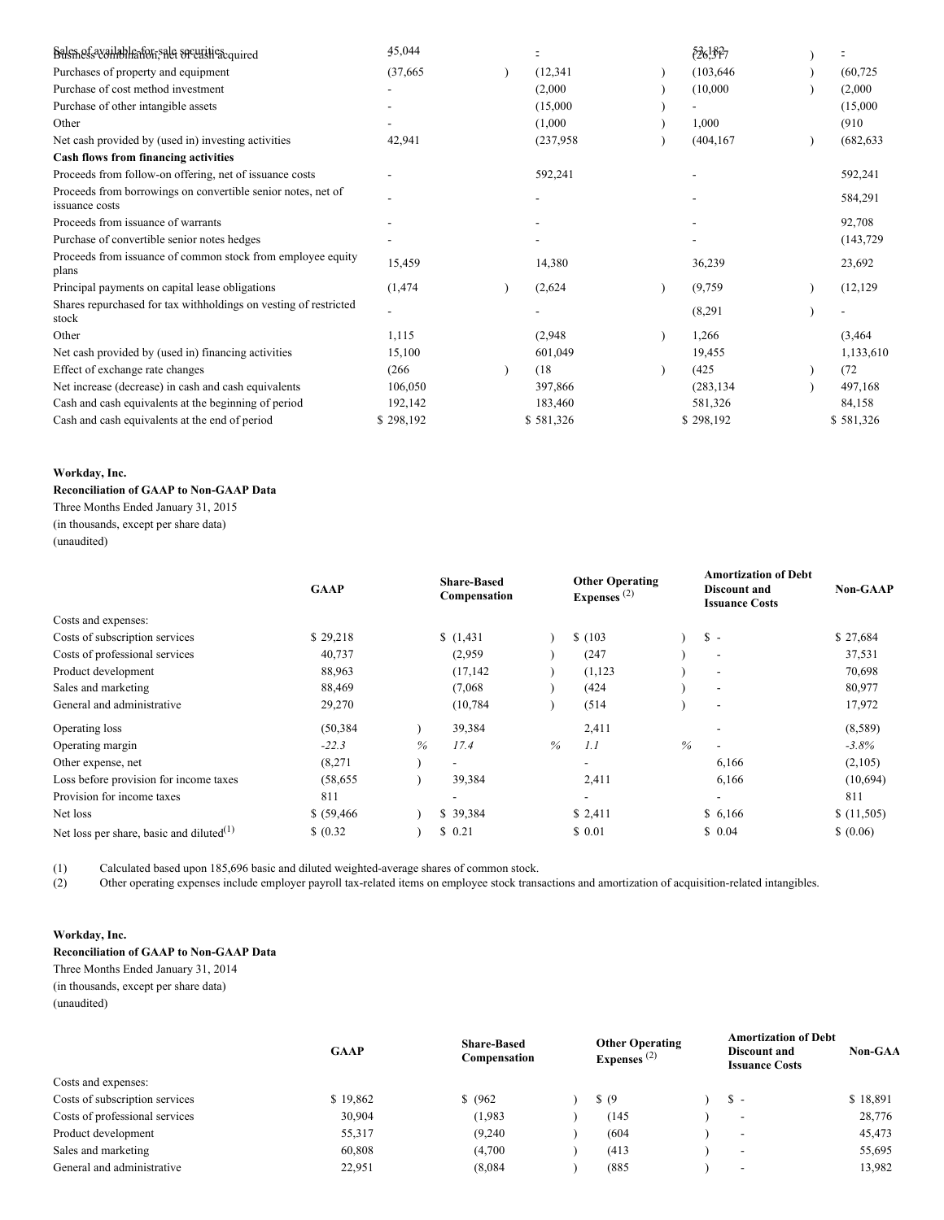| | | | | |
|---|---|---|---|---|
| Sales of available-for-sale securities | 45,044 | - | 53,182 | - |
| Business combination, net of cash acquired | - | - | (26,317) | - |
| Purchases of property and equipment | (37,665) | (12,341) | (103,646) | (60,725) |
| Purchase of cost method investment | - | (2,000) | (10,000) | (2,000) |
| Purchase of other intangible assets | - | (15,000) | - | (15,000) |
| Other | - | (1,000) | 1,000 | (910) |
| Net cash provided by (used in) investing activities | 42,941 | (237,958) | (404,167) | (682,633) |
| **Cash flows from financing activities** | | | | |
| Proceeds from follow-on offering, net of issuance costs | - | 592,241 | - | 592,241 |
| Proceeds from borrowings on convertible senior notes, net of issuance costs | - | - | - | 584,291 |
| Proceeds from issuance of warrants | - | - | - | 92,708 |
| Purchase of convertible senior notes hedges | - | - | - | (143,729) |
| Proceeds from issuance of common stock from employee equity plans | 15,459 | 14,380 | 36,239 | 23,692 |
| Principal payments on capital lease obligations | (1,474) | (2,624) | (9,759) | (12,129) |
| Shares repurchased for tax withholdings on vesting of restricted stock | - | - | (8,291) | - |
| Other | 1,115 | (2,948) | 1,266 | (3,464) |
| Net cash provided by (used in) financing activities | 15,100 | 601,049 | 19,455 | 1,133,610 |
| Effect of exchange rate changes | (266) | (18) | (425) | (72) |
| Net increase (decrease) in cash and cash equivalents | 106,050 | 397,866 | (283,134) | 497,168 |
| Cash and cash equivalents at the beginning of period | 192,142 | 183,460 | 581,326 | 84,158 |
| Cash and cash equivalents at the end of period | $ 298,192 | $ 581,326 | $ 298,192 | $ 581,326 |

**Workday, Inc.**
**Reconciliation of GAAP to Non-GAAP Data**
Three Months Ended January 31, 2015
(in thousands, except per share data)
(unaudited)

| | GAAP | Share-Based Compensation | Other Operating Expenses (2) | Amortization of Debt Discount and Issuance Costs | Non-GAAP |
|---|---|---|---|---|---|
| Costs and expenses: | | | | | |
| Costs of subscription services | $ 29,218 | $ (1,431) | $ (103) | $ - | $ 27,684 |
| Costs of professional services | 40,737 | (2,959) | (247) | - | 37,531 |
| Product development | 88,963 | (17,142) | (1,123) | - | 70,698 |
| Sales and marketing | 88,469 | (7,068) | (424) | - | 80,977 |
| General and administrative | 29,270 | (10,784) | (514) | - | 17,972 |
| Operating loss | (50,384) | 39,384 | 2,411 | - | (8,589) |
| Operating margin | *-22.3 %* | *17.4 %* | *1.1 %* | - | *-3.8%* |
| Other expense, net | (8,271) | - | - | 6,166 | (2,105) |
| Loss before provision for income taxes | (58,655) | 39,384 | 2,411 | 6,166 | (10,694) |
| Provision for income taxes | 811 | - | - | - | 811 |
| Net loss | $ (59,466) | $ 39,384 | $ 2,411 | $ 6,166 | $ (11,505) |
| Net loss per share, basic and diluted(1) | $ (0.32) | $ 0.21 | $ 0.01 | $ 0.04 | $ (0.06) |

(1) Calculated based upon 185,696 basic and diluted weighted-average shares of common stock.
(2) Other operating expenses include employer payroll tax-related items on employee stock transactions and amortization of acquisition-related intangibles.

**Workday, Inc.**
**Reconciliation of GAAP to Non-GAAP Data**
Three Months Ended January 31, 2014
(in thousands, except per share data)
(unaudited)

| | GAAP | Share-Based Compensation | Other Operating Expenses (2) | Amortization of Debt Discount and Issuance Costs | Non-GAA |
|---|---|---|---|---|---|
| Costs and expenses: | | | | | |
| Costs of subscription services | $ 19,862 | $ (962) | $ (9) | $ - | $ 18,891 |
| Costs of professional services | 30,904 | (1,983) | (145) | - | 28,776 |
| Product development | 55,317 | (9,240) | (604) | - | 45,473 |
| Sales and marketing | 60,808 | (4,700) | (413) | - | 55,695 |
| General and administrative | 22,951 | (8,084) | (885) | - | 13,982 |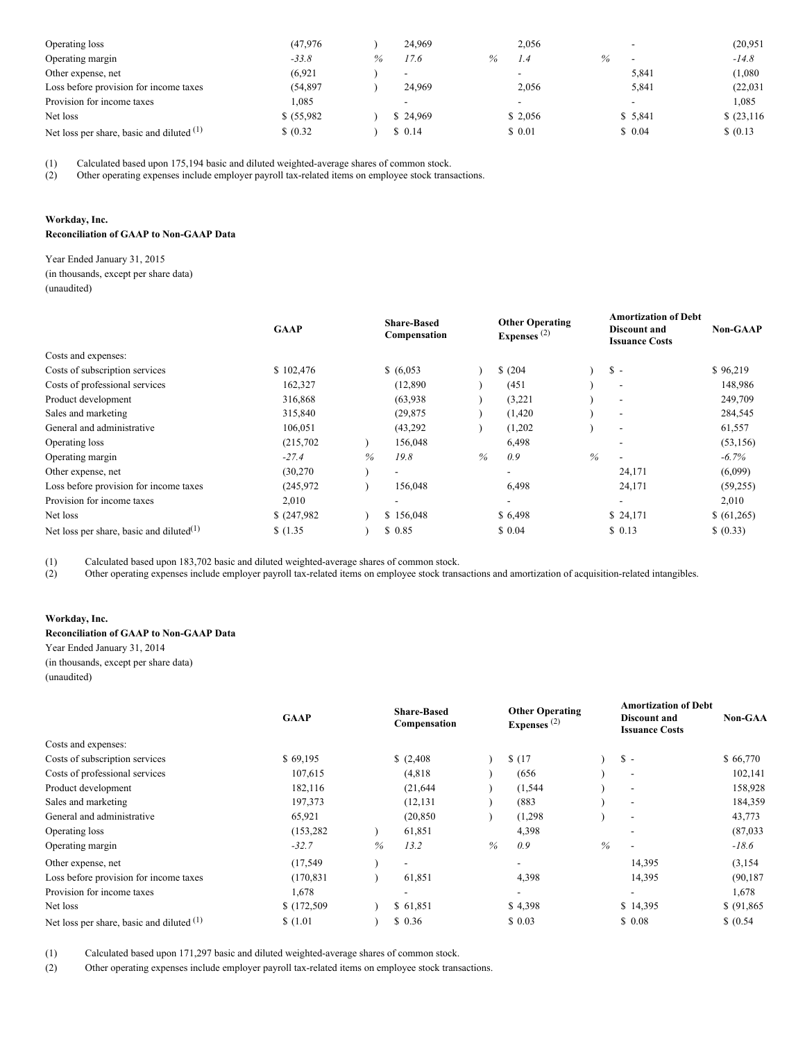| | GAAP | Share-Based Compensation | Other Operating Expenses (2) | Amortization of Debt Discount and Issuance Costs | Non-GAAP |
|---|---|---|---|---|---|
| Operating loss | (47,976) | 24,969 | 2,056 | - | (20,951 |
| Operating margin | -33.8% | 17.6% | 1.4% | - | -14.8 |
| Other expense, net | (6,921) | - | - | 5,841 | (1,080 |
| Loss before provision for income taxes | (54,897) | 24,969 | 2,056 | 5,841 | (22,031 |
| Provision for income taxes | 1,085 | - | - | - | 1,085 |
| Net loss | $ (55,982) | $ 24,969 | $ 2,056 | $ 5,841 | $ (23,116 |
| Net loss per share, basic and diluted (1) | $ (0.32) | $ 0.14 | $ 0.01 | $ 0.04 | $ (0.13 |

(1) Calculated based upon 175,194 basic and diluted weighted-average shares of common stock.
(2) Other operating expenses include employer payroll tax-related items on employee stock transactions.

**Workday, Inc.**
**Reconciliation of GAAP to Non-GAAP Data**

Year Ended January 31, 2015
(in thousands, except per share data)
(unaudited)

| | GAAP | Share-Based Compensation | Other Operating Expenses (2) | Amortization of Debt Discount and Issuance Costs | Non-GAAP |
|---|---|---|---|---|---|
| Costs and expenses: | | | | | |
| Costs of subscription services | $ 102,476 | $ (6,053) | $ (204) | $ - | $ 96,219 |
| Costs of professional services | 162,327 | (12,890) | (451) | - | 148,986 |
| Product development | 316,868 | (63,938) | (3,221) | - | 249,709 |
| Sales and marketing | 315,840 | (29,875) | (1,420) | - | 284,545 |
| General and administrative | 106,051 | (43,292) | (1,202) | - | 61,557 |
| Operating loss | (215,702) | 156,048 | 6,498 | - | (53,156) |
| Operating margin | -27.4% | 19.8% | 0.9% | - | -6.7% |
| Other expense, net | (30,270) | - | - | 24,171 | (6,099) |
| Loss before provision for income taxes | (245,972) | 156,048 | 6,498 | 24,171 | (59,255) |
| Provision for income taxes | 2,010 | - | - | - | 2,010 |
| Net loss | $ (247,982) | $ 156,048 | $ 6,498 | $ 24,171 | $ (61,265) |
| Net loss per share, basic and diluted(1) | $ (1.35) | $ 0.85 | $ 0.04 | $ 0.13 | $ (0.33) |

(1) Calculated based upon 183,702 basic and diluted weighted-average shares of common stock.
(2) Other operating expenses include employer payroll tax-related items on employee stock transactions and amortization of acquisition-related intangibles.

**Workday, Inc.**
**Reconciliation of GAAP to Non-GAAP Data**

Year Ended January 31, 2014
(in thousands, except per share data)
(unaudited)

| | GAAP | Share-Based Compensation | Other Operating Expenses (2) | Amortization of Debt Discount and Issuance Costs | Non-GAA |
|---|---|---|---|---|---|
| Costs and expenses: | | | | | |
| Costs of subscription services | $ 69,195 | $ (2,408) | $ (17) | $ - | $ 66,770 |
| Costs of professional services | 107,615 | (4,818) | (656) | - | 102,141 |
| Product development | 182,116 | (21,644) | (1,544) | - | 158,928 |
| Sales and marketing | 197,373 | (12,131) | (883) | - | 184,359 |
| General and administrative | 65,921 | (20,850) | (1,298) | - | 43,773 |
| Operating loss | (153,282) | 61,851 | 4,398 | - | (87,033 |
| Operating margin | -32.7% | 13.2% | 0.9% | - | -18.6 |
| Other expense, net | (17,549) | - | - | 14,395 | (3,154 |
| Loss before provision for income taxes | (170,831) | 61,851 | 4,398 | 14,395 | (90,187 |
| Provision for income taxes | 1,678 | - | - | - | 1,678 |
| Net loss | $ (172,509) | $ 61,851 | $ 4,398 | $ 14,395 | $ (91,865 |
| Net loss per share, basic and diluted (1) | $ (1.01) | $ 0.36 | $ 0.03 | $ 0.08 | $ (0.54 |

(1) Calculated based upon 171,297 basic and diluted weighted-average shares of common stock.
(2) Other operating expenses include employer payroll tax-related items on employee stock transactions.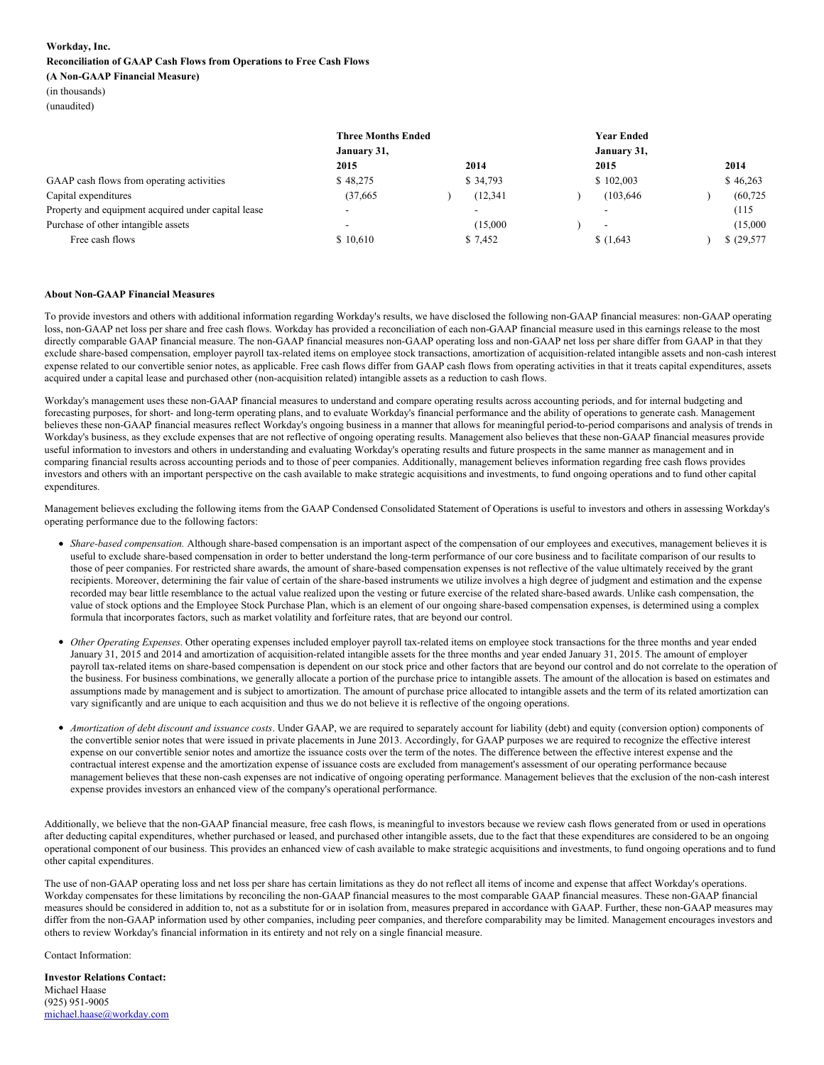**Workday, Inc.**
**Reconciliation of GAAP Cash Flows from Operations to Free Cash Flows**
**(A Non-GAAP Financial Measure)**
(in thousands)
(unaudited)

| | Three Months Ended January 31, | | Year Ended January 31, | |
|---|---|---|---|---|
| | 2015 | 2014 | 2015 | 2014 |
| GAAP cash flows from operating activities | $ 48,275 | $ 34,793 | $ 102,003 | $ 46,263 |
| Capital expenditures | (37,665) | (12,341) | (103,646) | (60,725) |
| Property and equipment acquired under capital lease | - | - | - | (115) |
| Purchase of other intangible assets | - | (15,000) | - | (15,000) |
| Free cash flows | $ 10,610 | $ 7,452 | $ (1,643) | $ (29,577) |

**About Non-GAAP Financial Measures**

To provide investors and others with additional information regarding Workday's results, we have disclosed the following non-GAAP financial measures: non-GAAP operating loss, non-GAAP net loss per share and free cash flows. Workday has provided a reconciliation of each non-GAAP financial measure used in this earnings release to the most directly comparable GAAP financial measure. The non-GAAP financial measures non-GAAP operating loss and non-GAAP net loss per share differ from GAAP in that they exclude share-based compensation, employer payroll tax-related items on employee stock transactions, amortization of acquisition-related intangible assets and non-cash interest expense related to our convertible senior notes, as applicable. Free cash flows differ from GAAP cash flows from operating activities in that it treats capital expenditures, assets acquired under a capital lease and purchased other (non-acquisition related) intangible assets as a reduction to cash flows.

Workday's management uses these non-GAAP financial measures to understand and compare operating results across accounting periods, and for internal budgeting and forecasting purposes, for short- and long-term operating plans, and to evaluate Workday's financial performance and the ability of operations to generate cash. Management believes these non-GAAP financial measures reflect Workday's ongoing business in a manner that allows for meaningful period-to-period comparisons and analysis of trends in Workday's business, as they exclude expenses that are not reflective of ongoing operating results. Management also believes that these non-GAAP financial measures provide useful information to investors and others in understanding and evaluating Workday's operating results and future prospects in the same manner as management and in comparing financial results across accounting periods and to those of peer companies. Additionally, management believes information regarding free cash flows provides investors and others with an important perspective on the cash available to make strategic acquisitions and investments, to fund ongoing operations and to fund other capital expenditures.

Management believes excluding the following items from the GAAP Condensed Consolidated Statement of Operations is useful to investors and others in assessing Workday's operating performance due to the following factors:

- *Share-based compensation.* Although share-based compensation is an important aspect of the compensation of our employees and executives, management believes it is useful to exclude share-based compensation in order to better understand the long-term performance of our core business and to facilitate comparison of our results to those of peer companies. For restricted share awards, the amount of share-based compensation expenses is not reflective of the value ultimately received by the grant recipients. Moreover, determining the fair value of certain of the share-based instruments we utilize involves a high degree of judgment and estimation and the expense recorded may bear little resemblance to the actual value realized upon the vesting or future exercise of the related share-based awards. Unlike cash compensation, the value of stock options and the Employee Stock Purchase Plan, which is an element of our ongoing share-based compensation expenses, is determined using a complex formula that incorporates factors, such as market volatility and forfeiture rates, that are beyond our control.

- *Other Operating Expenses*. Other operating expenses included employer payroll tax-related items on employee stock transactions for the three months and year ended January 31, 2015 and 2014 and amortization of acquisition-related intangible assets for the three months and year ended January 31, 2015. The amount of employer payroll tax-related items on share-based compensation is dependent on our stock price and other factors that are beyond our control and do not correlate to the operation of the business. For business combinations, we generally allocate a portion of the purchase price to intangible assets. The amount of the allocation is based on estimates and assumptions made by management and is subject to amortization. The amount of purchase price allocated to intangible assets and the term of its related amortization can vary significantly and are unique to each acquisition and thus we do not believe it is reflective of the ongoing operations.

- *Amortization of debt discount and issuance costs*. Under GAAP, we are required to separately account for liability (debt) and equity (conversion option) components of the convertible senior notes that were issued in private placements in June 2013. Accordingly, for GAAP purposes we are required to recognize the effective interest expense on our convertible senior notes and amortize the issuance costs over the term of the notes. The difference between the effective interest expense and the contractual interest expense and the amortization expense of issuance costs are excluded from management's assessment of our operating performance because management believes that these non-cash expenses are not indicative of ongoing operating performance. Management believes that the exclusion of the non-cash interest expense provides investors an enhanced view of the company's operational performance.

Additionally, we believe that the non-GAAP financial measure, free cash flows, is meaningful to investors because we review cash flows generated from or used in operations after deducting capital expenditures, whether purchased or leased, and purchased other intangible assets, due to the fact that these expenditures are considered to be an ongoing operational component of our business. This provides an enhanced view of cash available to make strategic acquisitions and investments, to fund ongoing operations and to fund other capital expenditures.

The use of non-GAAP operating loss and net loss per share has certain limitations as they do not reflect all items of income and expense that affect Workday's operations. Workday compensates for these limitations by reconciling the non-GAAP financial measures to the most comparable GAAP financial measures. These non-GAAP financial measures should be considered in addition to, not as a substitute for or in isolation from, measures prepared in accordance with GAAP. Further, these non-GAAP measures may differ from the non-GAAP information used by other companies, including peer companies, and therefore comparability may be limited. Management encourages investors and others to review Workday's financial information in its entirety and not rely on a single financial measure.

Contact Information:

**Investor Relations Contact:**
Michael Haase
(925) 951-9005
michael.haase@workday.com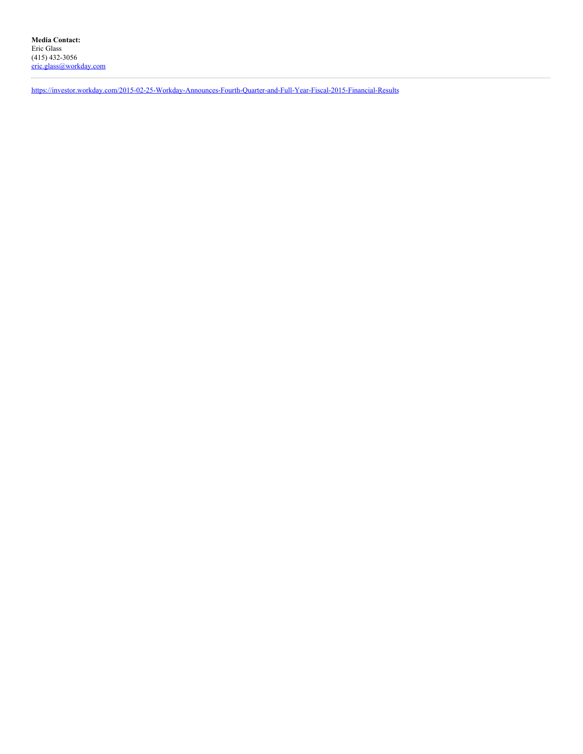**Media Contact:**
Eric Glass
(415) 432-3056
eric.glass@workday.com

---

https://investor.workday.com/2015-02-25-Workday-Announces-Fourth-Quarter-and-Full-Year-Fiscal-2015-Financial-Results